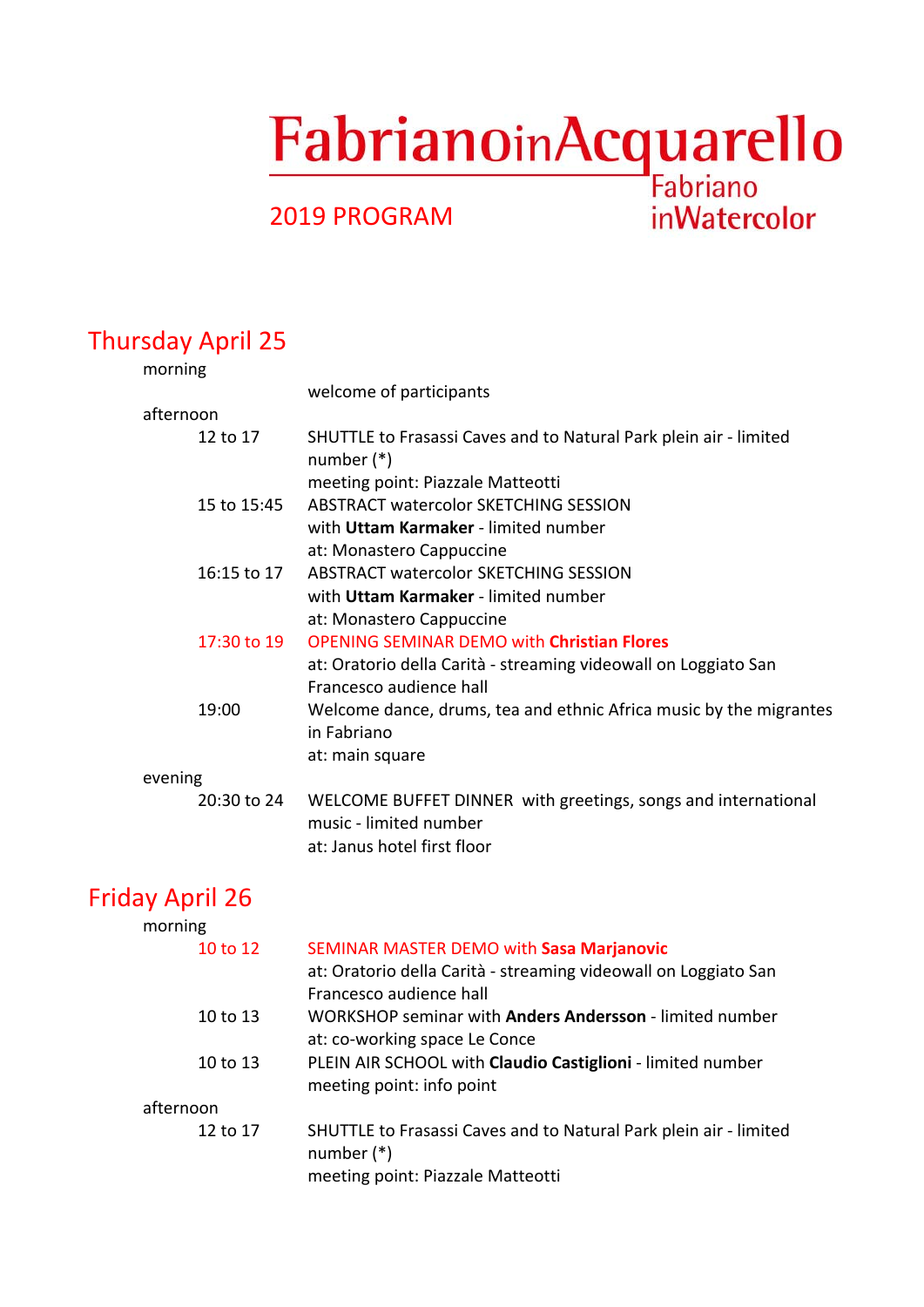# FabrianoinAcquarello

Fabriano inWatercolor

## 2019 PROGRAM

## Thursday April 25

morning

welcome of participants

afternoon

12 to 17 — SHUTTLE to Frasassi Caves and to Natural Park plein air - limited number (*)
meeting point: Piazzale Matteotti

15 to 15:45 — ABSTRACT watercolor SKETCHING SESSION
with **Uttam Karmaker** - limited number
at: Monastero Cappuccine

16:15 to 17 — ABSTRACT watercolor SKETCHING SESSION
with **Uttam Karmaker** - limited number
at: Monastero Cappuccine

17:30 to 19 — OPENING SEMINAR DEMO with **Christian Flores**
at: Oratorio della Carità - streaming videowall on Loggiato San Francesco audience hall

19:00 — Welcome dance, drums, tea and ethnic Africa music by the migrantes in Fabriano
at: main square

evening

20:30 to 24 — WELCOME BUFFET DINNER with greetings, songs and international music - limited number
at: Janus hotel first floor

## Friday April 26

morning

10 to 12 — SEMINAR MASTER DEMO with **Sasa Marjanovic**
at: Oratorio della Carità - streaming videowall on Loggiato San Francesco audience hall

10 to 13 — WORKSHOP seminar with **Anders Andersson** - limited number
at: co-working space Le Conce

10 to 13 — PLEIN AIR SCHOOL with **Claudio Castiglioni** - limited number
meeting point: info point

afternoon

12 to 17 — SHUTTLE to Frasassi Caves and to Natural Park plein air - limited number (*)
meeting point: Piazzale Matteotti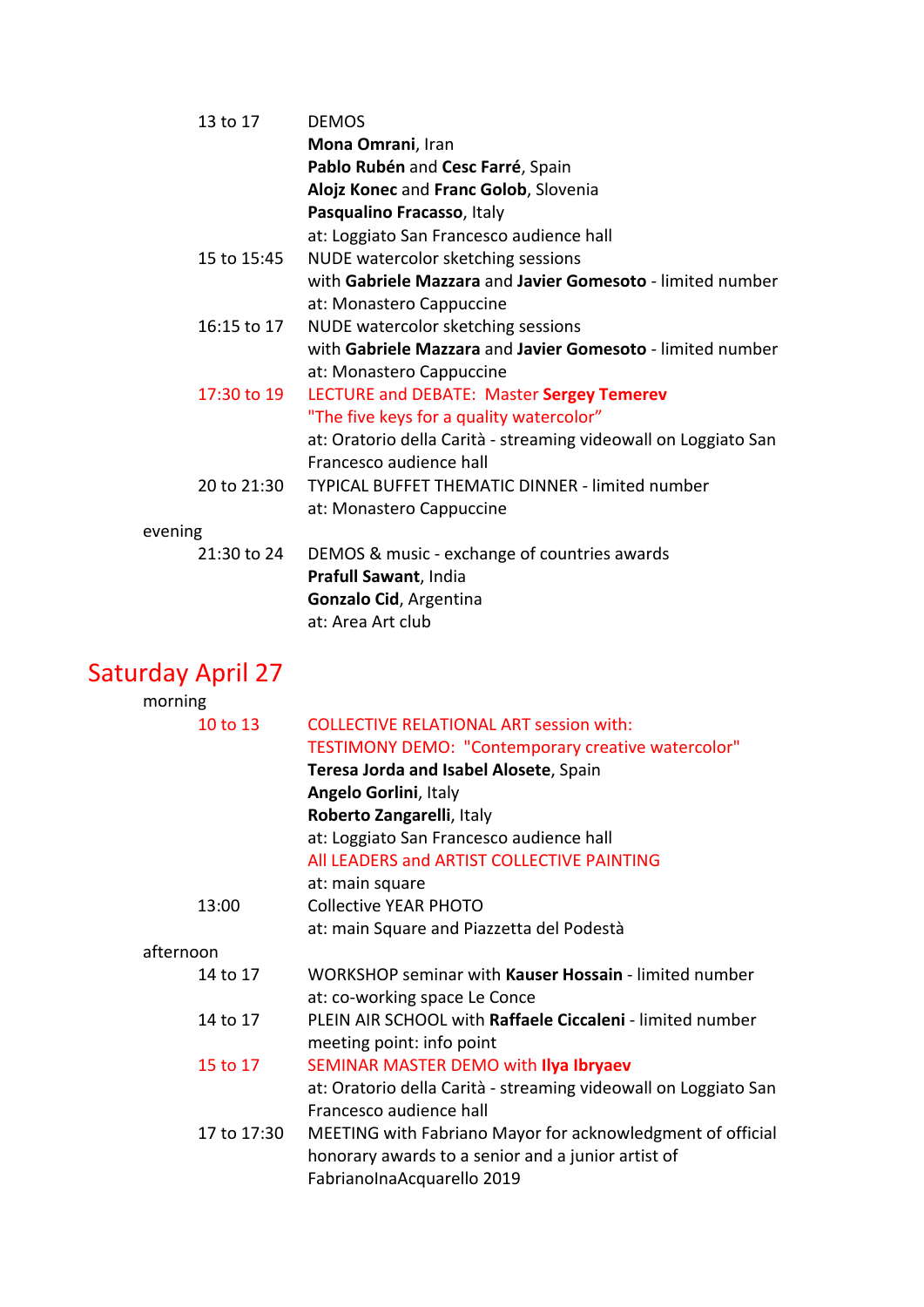13 to 17 DEMOS
**Mona Omrani**, Iran
**Pablo Rubén** and **Cesc Farré**, Spain
**Alojz Konec** and **Franc Golob**, Slovenia
**Pasqualino Fracasso**, Italy
at: Loggiato San Francesco audience hall

15 to 15:45 NUDE watercolor sketching sessions
with **Gabriele Mazzara** and **Javier Gomesoto** - limited number
at: Monastero Cappuccine

16:15 to 17 NUDE watercolor sketching sessions
with **Gabriele Mazzara** and **Javier Gomesoto** - limited number
at: Monastero Cappuccine

17:30 to 19 LECTURE and DEBATE: Master **Sergey Temerev**
"The five keys for a quality watercolor”
at: Oratorio della Carità - streaming videowall on Loggiato San Francesco audience hall

20 to 21:30 TYPICAL BUFFET THEMATIC DINNER - limited number
at: Monastero Cappuccine

evening

21:30 to 24 DEMOS & music - exchange of countries awards
**Prafull Sawant**, India
**Gonzalo Cid**, Argentina
at: Area Art club

## Saturday April 27

morning

10 to 13 COLLECTIVE RELATIONAL ART session with:
TESTIMONY DEMO: "Contemporary creative watercolor"
**Teresa Jorda and Isabel Alosete**, Spain
**Angelo Gorlini**, Italy
**Roberto Zangarelli**, Italy
at: Loggiato San Francesco audience hall
All LEADERS and ARTIST COLLECTIVE PAINTING
at: main square

13:00 Collective YEAR PHOTO
at: main Square and Piazzetta del Podestà

afternoon

14 to 17 WORKSHOP seminar with **Kauser Hossain** - limited number
at: co-working space Le Conce

14 to 17 PLEIN AIR SCHOOL with **Raffaele Ciccaleni** - limited number
meeting point: info point

15 to 17 SEMINAR MASTER DEMO with **Ilya Ibryaev**
at: Oratorio della Carità - streaming videowall on Loggiato San Francesco audience hall

17 to 17:30 MEETING with Fabriano Mayor for acknowledgment of official honorary awards to a senior and a junior artist of FabrianoInaAcquarello 2019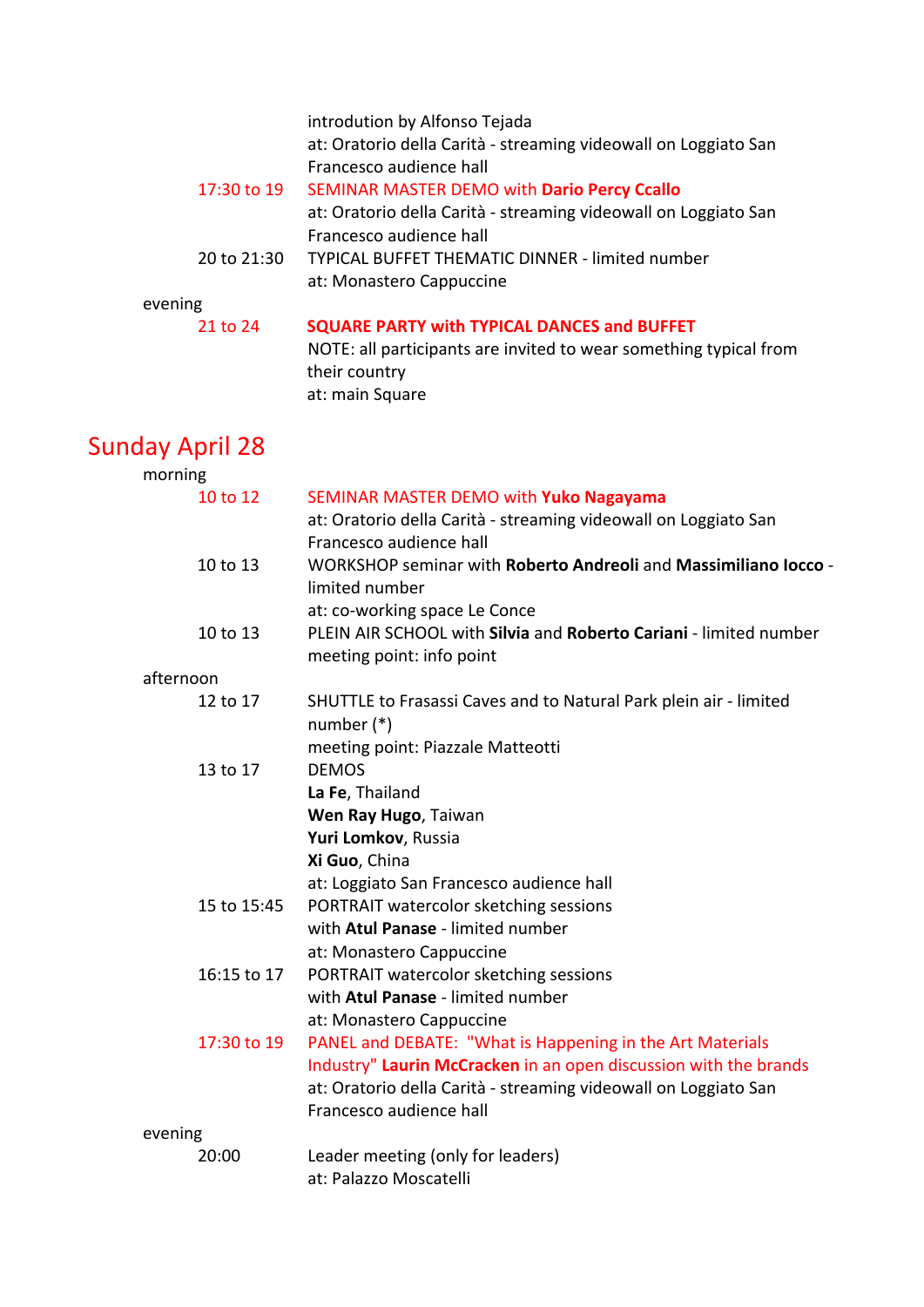introduction by Alfonso Tejada
at: Oratorio della Carità - streaming videowall on Loggiato San Francesco audience hall

17:30 to 19 — SEMINAR MASTER DEMO with **Dario Percy Ccallo**
at: Oratorio della Carità - streaming videowall on Loggiato San Francesco audience hall

20 to 21:30 — TYPICAL BUFFET THEMATIC DINNER - limited number
at: Monastero Cappuccine

evening

21 to 24 — **SQUARE PARTY with TYPICAL DANCES and BUFFET**
NOTE: all participants are invited to wear something typical from their country
at: main Square

## Sunday April 28

morning

10 to 12 — SEMINAR MASTER DEMO with **Yuko Nagayama**
at: Oratorio della Carità - streaming videowall on Loggiato San Francesco audience hall

10 to 13 — WORKSHOP seminar with **Roberto Andreoli** and **Massimiliano Iocco** - limited number
at: co-working space Le Conce

10 to 13 — PLEIN AIR SCHOOL with **Silvia** and **Roberto Cariani** - limited number
meeting point: info point

afternoon

12 to 17 — SHUTTLE to Frasassi Caves and to Natural Park plein air - limited number (*)
meeting point: Piazzale Matteotti

13 to 17 — DEMOS
**La Fe**, Thailand
**Wen Ray Hugo**, Taiwan
**Yuri Lomkov**, Russia
**Xi Guo**, China
at: Loggiato San Francesco audience hall

15 to 15:45 — PORTRAIT watercolor sketching sessions
with **Atul Panase** - limited number
at: Monastero Cappuccine

16:15 to 17 — PORTRAIT watercolor sketching sessions
with **Atul Panase** - limited number
at: Monastero Cappuccine

17:30 to 19 — PANEL and DEBATE: "What is Happening in the Art Materials Industry" **Laurin McCracken** in an open discussion with the brands
at: Oratorio della Carità - streaming videowall on Loggiato San Francesco audience hall

evening

20:00 — Leader meeting (only for leaders)
at: Palazzo Moscatelli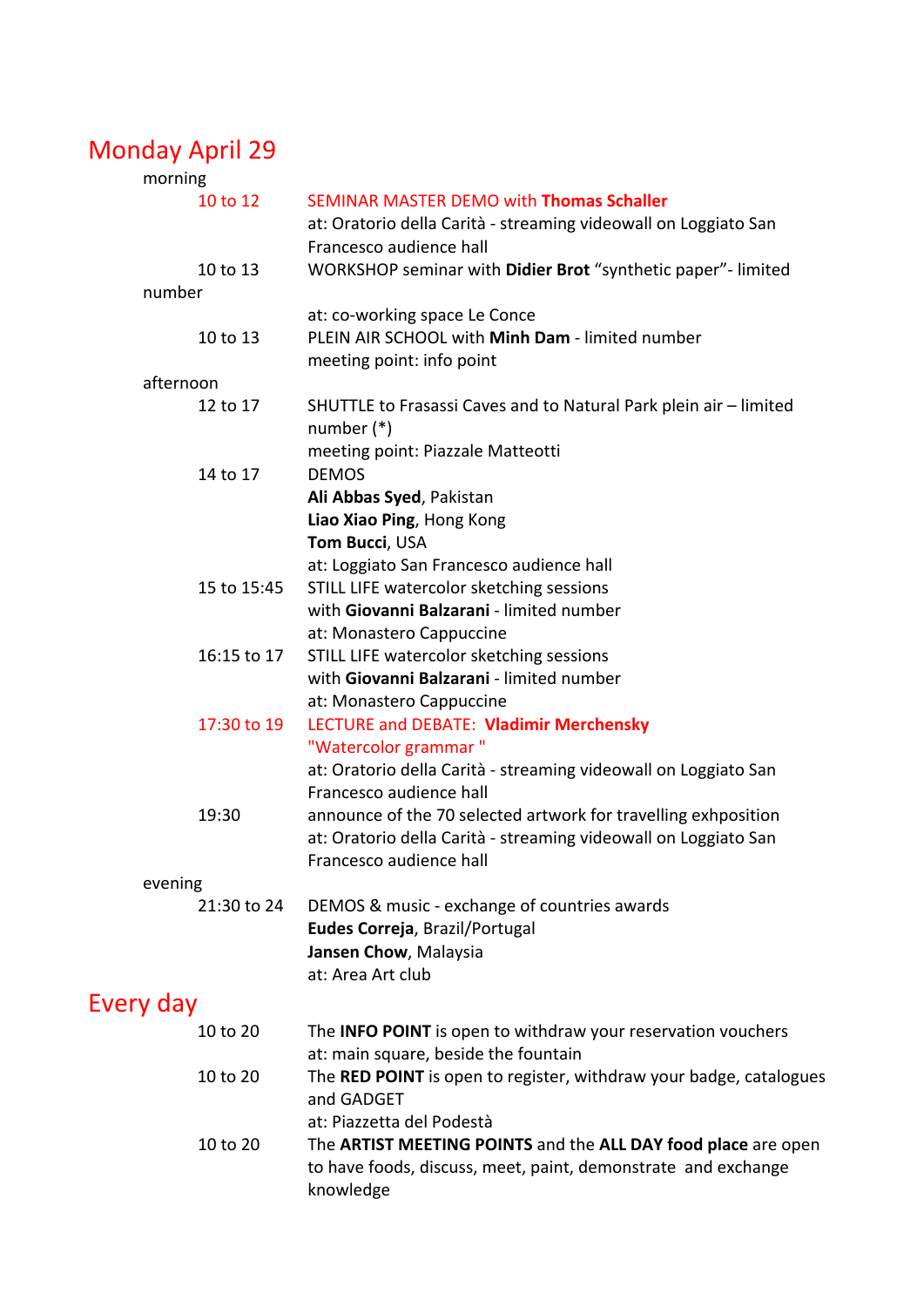## Monday April 29

morning

10 to 12 — SEMINAR MASTER DEMO with **Thomas Schaller**
at: Oratorio della Carità - streaming videowall on Loggiato San Francesco audience hall

10 to 13 — WORKSHOP seminar with **Didier Brot** “synthetic paper”- limited number
at: co-working space Le Conce

10 to 13 — PLEIN AIR SCHOOL with **Minh Dam** - limited number
meeting point: info point

afternoon

12 to 17 — SHUTTLE to Frasassi Caves and to Natural Park plein air – limited number (*)
meeting point: Piazzale Matteotti

14 to 17 — DEMOS
**Ali Abbas Syed**, Pakistan
**Liao Xiao Ping**, Hong Kong
**Tom Bucci**, USA
at: Loggiato San Francesco audience hall

15 to 15:45 — STILL LIFE watercolor sketching sessions
with **Giovanni Balzarani** - limited number
at: Monastero Cappuccine

16:15 to 17 — STILL LIFE watercolor sketching sessions
with **Giovanni Balzarani** - limited number
at: Monastero Cappuccine

17:30 to 19 — LECTURE and DEBATE: **Vladimir Merchensky**
"Watercolor grammar "
at: Oratorio della Carità - streaming videowall on Loggiato San Francesco audience hall

19:30 — announce of the 70 selected artwork for travelling exhposition
at: Oratorio della Carità - streaming videowall on Loggiato San Francesco audience hall

evening

21:30 to 24 — DEMOS & music - exchange of countries awards
**Eudes Correja**, Brazil/Portugal
**Jansen Chow**, Malaysia
at: Area Art club

## Every day

10 to 20 — The **INFO POINT** is open to withdraw your reservation vouchers
at: main square, beside the fountain

10 to 20 — The **RED POINT** is open to register, withdraw your badge, catalogues and GADGET
at: Piazzetta del Podestà

10 to 20 — The **ARTIST MEETING POINTS** and the **ALL DAY food place** are open to have foods, discuss, meet, paint, demonstrate and exchange knowledge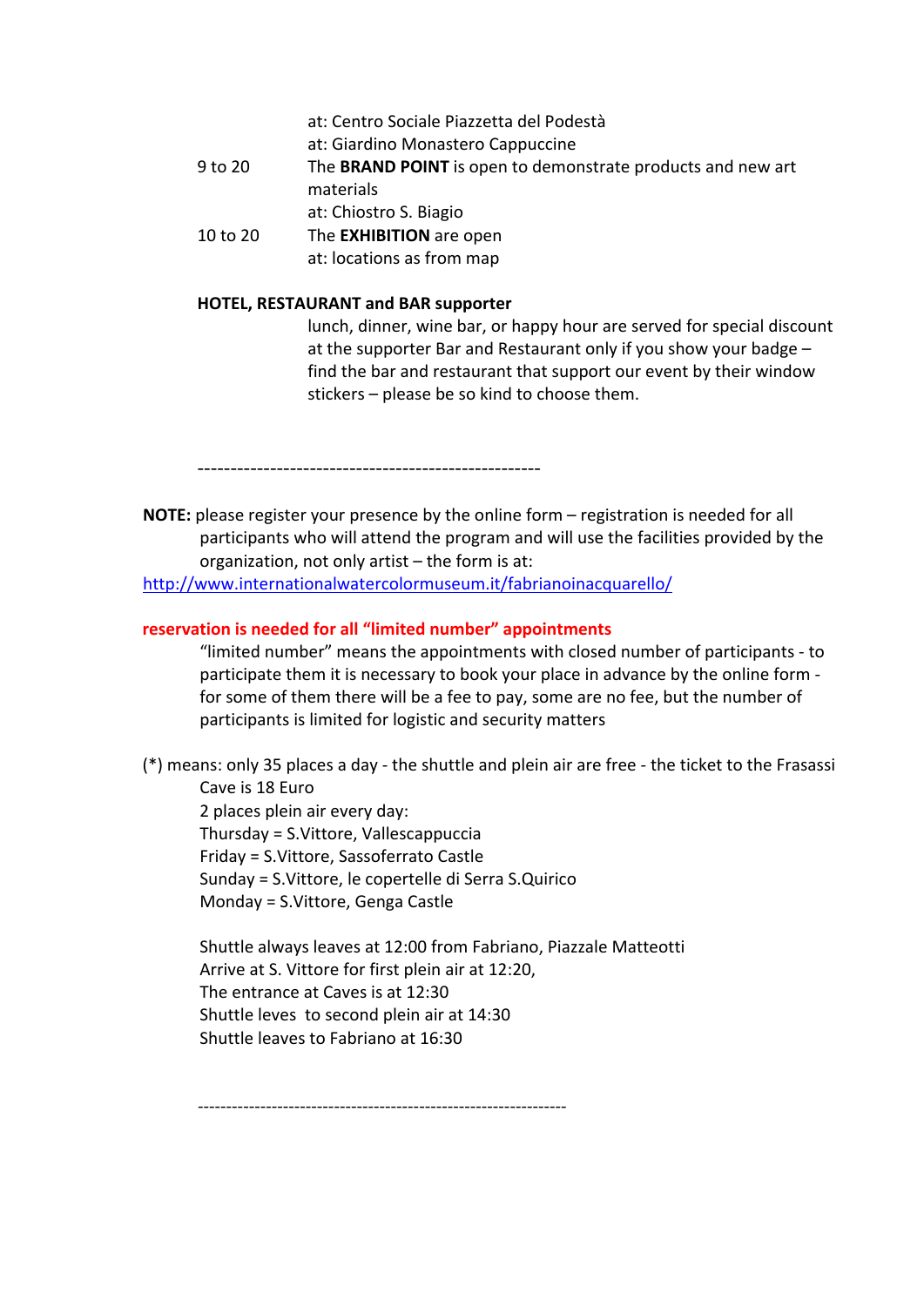at: Centro Sociale Piazzetta del Podestà
at: Giardino Monastero Cappuccine

9 to 20 — The **BRAND POINT** is open to demonstrate products and new art materials
at: Chiostro S. Biagio

10 to 20 — The **EXHIBITION** are open
at: locations as from map

**HOTEL, RESTAURANT and BAR supporter**

lunch, dinner, wine bar, or happy hour are served for special discount at the supporter Bar and Restaurant only if you show your badge – find the bar and restaurant that support our event by their window stickers – please be so kind to choose them.

----------------------------------------------------

**NOTE:** please register your presence by the online form – registration is needed for all participants who will attend the program and will use the facilities provided by the organization, not only artist – the form is at:
http://www.internationalwatercolormuseum.it/fabrianoinacquarello/

**reservation is needed for all "limited number" appointments**

"limited number" means the appointments with closed number of participants - to participate them it is necessary to book your place in advance by the online form - for some of them there will be a fee to pay, some are no fee, but the number of participants is limited for logistic and security matters

(*) means: only 35 places a day - the shuttle and plein air are free - the ticket to the Frasassi Cave is 18 Euro

2 places plein air every day:
Thursday = S.Vittore, Vallescappuccia
Friday = S.Vittore, Sassoferrato Castle
Sunday = S.Vittore, le copertelle di Serra S.Quirico
Monday = S.Vittore, Genga Castle

Shuttle always leaves at 12:00 from Fabriano, Piazzale Matteotti
Arrive at S. Vittore for first plein air at 12:20,
The entrance at Caves is at 12:30
Shuttle leves to second plein air at 14:30
Shuttle leaves to Fabriano at 16:30

----------------------------------------------------------------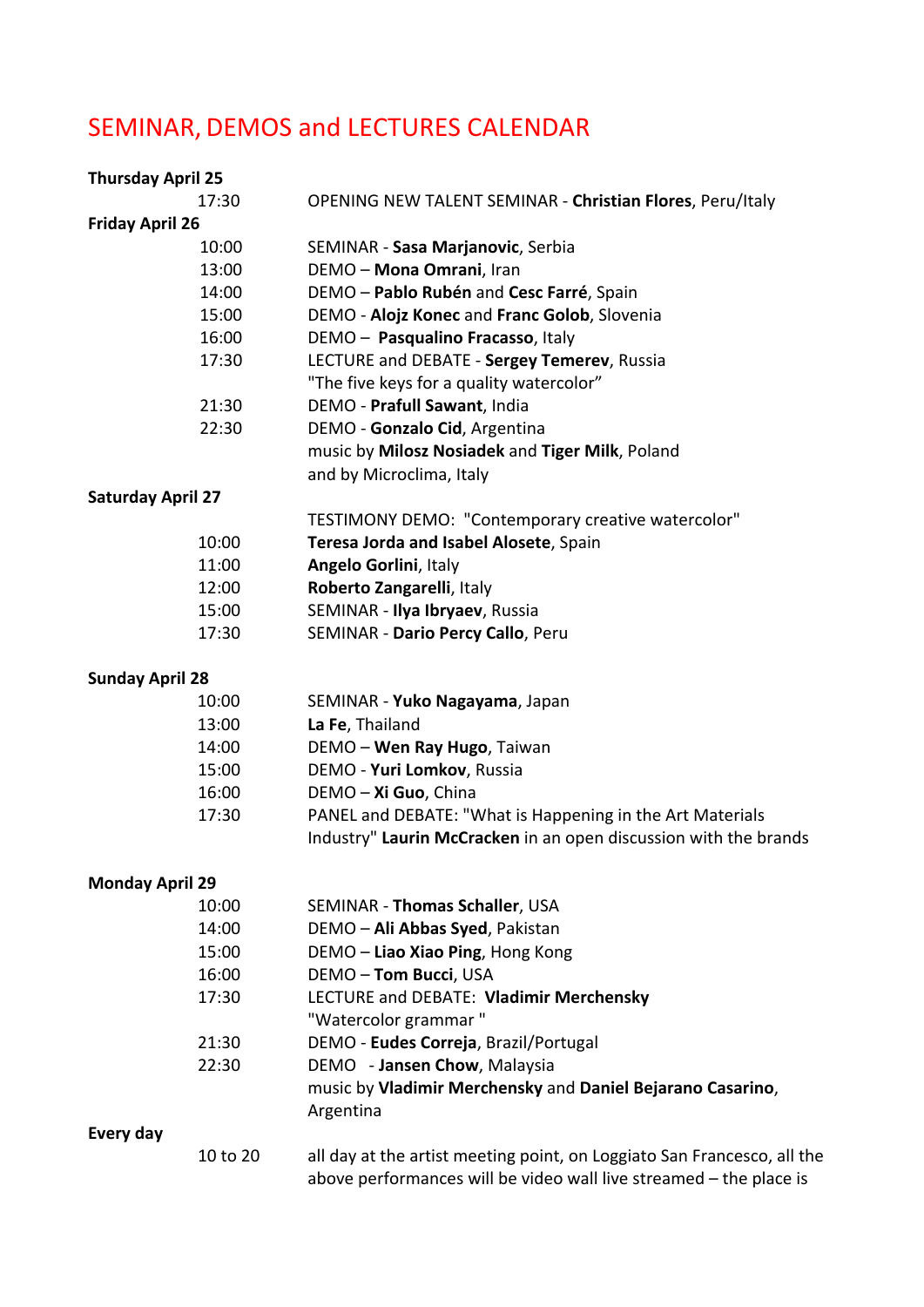# SEMINAR, DEMOS and LECTURES CALENDAR

| | | |
|---|---|---|
| **Thursday April 25** | | |
| | 17:30 | OPENING NEW TALENT SEMINAR - **Christian Flores**, Peru/Italy |
| **Friday April 26** | | |
| | 10:00 | SEMINAR - **Sasa Marjanovic**, Serbia |
| | 13:00 | DEMO – **Mona Omrani**, Iran |
| | 14:00 | DEMO – **Pablo Rubén** and **Cesc Farré**, Spain |
| | 15:00 | DEMO - **Alojz Konec** and **Franc Golob**, Slovenia |
| | 16:00 | DEMO – **Pasqualino Fracasso**, Italy |
| | 17:30 | LECTURE and DEBATE - **Sergey Temerev**, Russia "The five keys for a quality watercolor" |
| | 21:30 | DEMO - **Prafull Sawant**, India |
| | 22:30 | DEMO - **Gonzalo Cid**, Argentina music by **Milosz Nosiadek** and **Tiger Milk**, Poland and by Microclima, Italy |
| **Saturday April 27** | | |
| | | TESTIMONY DEMO: "Contemporary creative watercolor" |
| | 10:00 | **Teresa Jorda and Isabel Alosete**, Spain |
| | 11:00 | **Angelo Gorlini**, Italy |
| | 12:00 | **Roberto Zangarelli**, Italy |
| | 15:00 | SEMINAR - **Ilya Ibryaev**, Russia |
| | 17:30 | SEMINAR - **Dario Percy Callo**, Peru |
| **Sunday April 28** | | |
| | 10:00 | SEMINAR - **Yuko Nagayama**, Japan |
| | 13:00 | **La Fe**, Thailand |
| | 14:00 | DEMO – **Wen Ray Hugo**, Taiwan |
| | 15:00 | DEMO - **Yuri Lomkov**, Russia |
| | 16:00 | DEMO – **Xi Guo**, China |
| | 17:30 | PANEL and DEBATE: "What is Happening in the Art Materials Industry" **Laurin McCracken** in an open discussion with the brands |
| **Monday April 29** | | |
| | 10:00 | SEMINAR - **Thomas Schaller**, USA |
| | 14:00 | DEMO – **Ali Abbas Syed**, Pakistan |
| | 15:00 | DEMO – **Liao Xiao Ping**, Hong Kong |
| | 16:00 | DEMO – **Tom Bucci**, USA |
| | 17:30 | LECTURE and DEBATE: **Vladimir Merchensky** "Watercolor grammar " |
| | 21:30 | DEMO - **Eudes Correja**, Brazil/Portugal |
| | 22:30 | DEMO - **Jansen Chow**, Malaysia music by **Vladimir Merchensky** and **Daniel Bejarano Casarino**, Argentina |
| **Every day** | | |
| | 10 to 20 | all day at the artist meeting point, on Loggiato San Francesco, all the above performances will be video wall live streamed – the place is |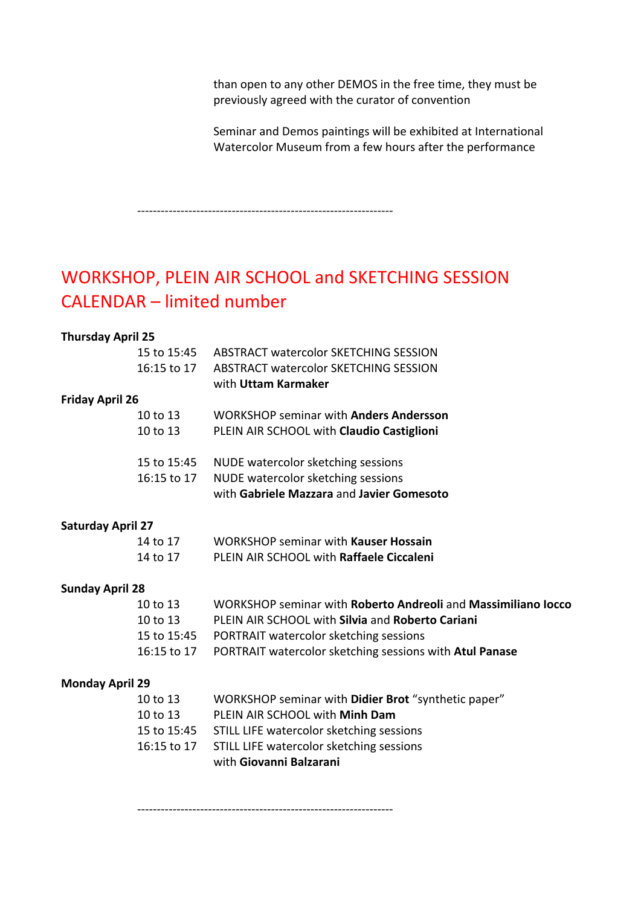than open to any other DEMOS in the free time, they must be previously agreed with the curator of convention

Seminar and Demos paintings will be exhibited at International Watercolor Museum from a few hours after the performance

-----------------------------------------------------------------

## WORKSHOP, PLEIN AIR SCHOOL and SKETCHING SESSION CALENDAR – limited number

**Thursday April 25**

| | |
|---|---|
| 15 to 15:45 | ABSTRACT watercolor SKETCHING SESSION |
| 16:15 to 17 | ABSTRACT watercolor SKETCHING SESSION with **Uttam Karmaker** |

**Friday April 26**

| | |
|---|---|
| 10 to 13 | WORKSHOP seminar with **Anders Andersson** |
| 10 to 13 | PLEIN AIR SCHOOL with **Claudio Castiglioni** |
| 15 to 15:45 | NUDE watercolor sketching sessions |
| 16:15 to 17 | NUDE watercolor sketching sessions with **Gabriele Mazzara** and **Javier Gomesoto** |

**Saturday April 27**

| | |
|---|---|
| 14 to 17 | WORKSHOP seminar with **Kauser Hossain** |
| 14 to 17 | PLEIN AIR SCHOOL with **Raffaele Ciccaleni** |

**Sunday April 28**

| | |
|---|---|
| 10 to 13 | WORKSHOP seminar with **Roberto Andreoli** and **Massimiliano Iocco** |
| 10 to 13 | PLEIN AIR SCHOOL with **Silvia** and **Roberto Cariani** |
| 15 to 15:45 | PORTRAIT watercolor sketching sessions |
| 16:15 to 17 | PORTRAIT watercolor sketching sessions with **Atul Panase** |

**Monday April 29**

| | |
|---|---|
| 10 to 13 | WORKSHOP seminar with **Didier Brot** "synthetic paper" |
| 10 to 13 | PLEIN AIR SCHOOL with **Minh Dam** |
| 15 to 15:45 | STILL LIFE watercolor sketching sessions |
| 16:15 to 17 | STILL LIFE watercolor sketching sessions with **Giovanni Balzarani** |

-----------------------------------------------------------------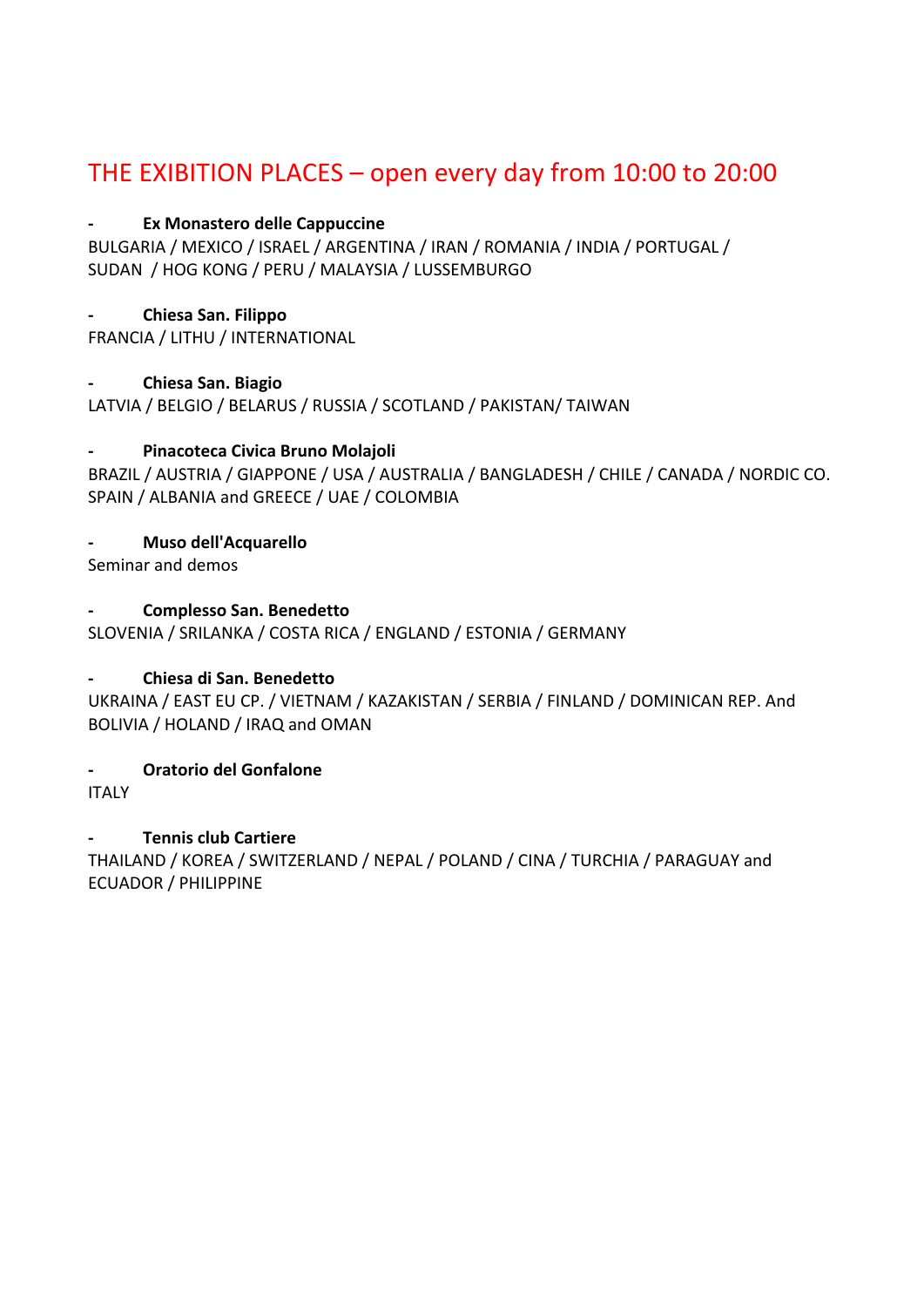# THE EXIBITION PLACES – open every day from 10:00 to 20:00

- **Ex Monastero delle Cappuccine**

BULGARIA / MEXICO / ISRAEL / ARGENTINA / IRAN / ROMANIA / INDIA / PORTUGAL / SUDAN / HOG KONG / PERU / MALAYSIA / LUSSEMBURGO

- **Chiesa San. Filippo**

FRANCIA / LITHU / INTERNATIONAL

- **Chiesa San. Biagio**

LATVIA / BELGIO / BELARUS / RUSSIA / SCOTLAND / PAKISTAN/ TAIWAN

- **Pinacoteca Civica Bruno Molajoli**

BRAZIL / AUSTRIA / GIAPPONE / USA / AUSTRALIA / BANGLADESH / CHILE / CANADA / NORDIC CO. SPAIN / ALBANIA and GREECE / UAE / COLOMBIA

- **Muso dell'Acquarello**

Seminar and demos

- **Complesso San. Benedetto**

SLOVENIA / SRILANKA / COSTA RICA / ENGLAND / ESTONIA / GERMANY

- **Chiesa di San. Benedetto**

UKRAINA / EAST EU CP. / VIETNAM / KAZAKISTAN / SERBIA / FINLAND / DOMINICAN REP. And BOLIVIA / HOLAND / IRAQ and OMAN

- **Oratorio del Gonfalone**

ITALY

- **Tennis club Cartiere**

THAILAND / KOREA / SWITZERLAND / NEPAL / POLAND / CINA / TURCHIA / PARAGUAY and ECUADOR / PHILIPPINE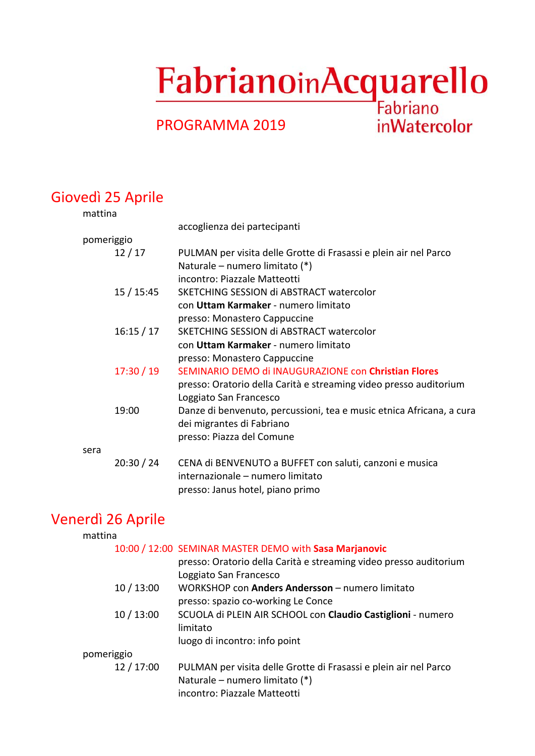# FabrianoinAcquarello

Fabriano inWatercolor

PROGRAMMA 2019

## Giovedì 25 Aprile

mattina

accoglienza dei partecipanti

pomeriggio

| | |
|---|---|
| 12 / 17 | PULMAN per visita delle Grotte di Frasassi e plein air nel Parco Naturale – numero limitato (*)<br>incontro: Piazzale Matteotti |
| 15 / 15:45 | SKETCHING SESSION di ABSTRACT watercolor con **Uttam Karmaker** - numero limitato<br>presso: Monastero Cappuccine |
| 16:15 / 17 | SKETCHING SESSION di ABSTRACT watercolor con **Uttam Karmaker** - numero limitato<br>presso: Monastero Cappuccine |
| 17:30 / 19 | SEMINARIO DEMO di INAUGURAZIONE con **Christian Flores**<br>presso: Oratorio della Carità e streaming video presso auditorium Loggiato San Francesco |
| 19:00 | Danze di benvenuto, percussioni, tea e music etnica Africana, a cura dei migranti di Fabriano<br>presso: Piazza del Comune |

sera

| | |
|---|---|
| 20:30 / 24 | CENA di BENVENUTO a BUFFET con saluti, canzoni e musica internazionale – numero limitato<br>presso: Janus hotel, piano primo |

## Venerdì 26 Aprile

mattina

| | |
|---|---|
| 10:00 / 12:00 | SEMINAR MASTER DEMO with **Sasa Marjanovic**<br>presso: Oratorio della Carità e streaming video presso auditorium Loggiato San Francesco |
| 10 / 13:00 | WORKSHOP con **Anders Andersson** – numero limitato<br>presso: spazio co-working Le Conce |
| 10 / 13:00 | SCUOLA di PLEIN AIR SCHOOL con **Claudio Castiglioni** - numero limitato<br>luogo di incontro: info point |

pomeriggio

| | |
|---|---|
| 12 / 17:00 | PULMAN per visita delle Grotte di Frasassi e plein air nel Parco Naturale – numero limitato (*)<br>incontro: Piazzale Matteotti |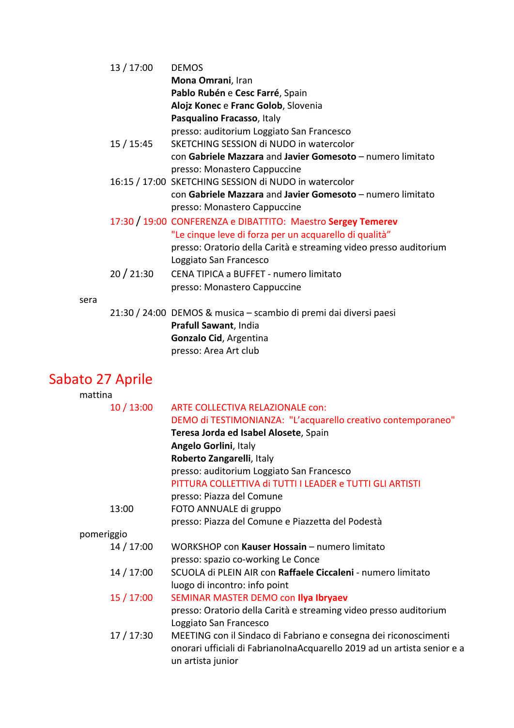13 / 17:00 DEMOS
**Mona Omrani**, Iran
**Pablo Rubén** e **Cesc Farré**, Spain
**Alojz Konec** e **Franc Golob**, Slovenia
**Pasqualino Fracasso**, Italy
presso: auditorium Loggiato San Francesco

15 / 15:45 SKETCHING SESSION di NUDO in watercolor
con **Gabriele Mazzara** and **Javier Gomesoto** – numero limitato
presso: Monastero Cappuccine

16:15 / 17:00 SKETCHING SESSION di NUDO in watercolor
con **Gabriele Mazzara** and **Javier Gomesoto** – numero limitato
presso: Monastero Cappuccine

17:30 / 19:00 CONFERENZA e DIBATTITO: Maestro **Sergey Temerev**
"Le cinque leve di forza per un acquarello di qualità"
presso: Oratorio della Carità e streaming video presso auditorium Loggiato San Francesco

20 / 21:30 CENA TIPICA a BUFFET - numero limitato
presso: Monastero Cappuccine

sera

21:30 / 24:00 DEMOS & musica – scambio di premi dai diversi paesi
**Prafull Sawant**, India
**Gonzalo Cid**, Argentina
presso: Area Art club

## Sabato 27 Aprile

mattina

10 / 13:00 ARTE COLLECTIVA RELAZIONALE con:
DEMO di TESTIMONIANZA: "L'acquarello creativo contemporaneo"
**Teresa Jorda ed Isabel Alosete**, Spain
**Angelo Gorlini**, Italy
**Roberto Zangarelli**, Italy
presso: auditorium Loggiato San Francesco
PITTURA COLLETTIVA di TUTTI I LEADER e TUTTI GLI ARTISTI
presso: Piazza del Comune

13:00 FOTO ANNUALE di gruppo
presso: Piazza del Comune e Piazzetta del Podestà

pomeriggio

14 / 17:00 WORKSHOP con **Kauser Hossain** – numero limitato
presso: spazio co-working Le Conce

14 / 17:00 SCUOLA di PLEIN AIR con **Raffaele Ciccaleni** - numero limitato
luogo di incontro: info point

15 / 17:00 SEMINAR MASTER DEMO con **Ilya Ibryaev**
presso: Oratorio della Carità e streaming video presso auditorium Loggiato San Francesco

17 / 17:30 MEETING con il Sindaco di Fabriano e consegna dei riconoscimenti onorari ufficiali di FabrianoInaAcquarello 2019 ad un artista senior e a un artista junior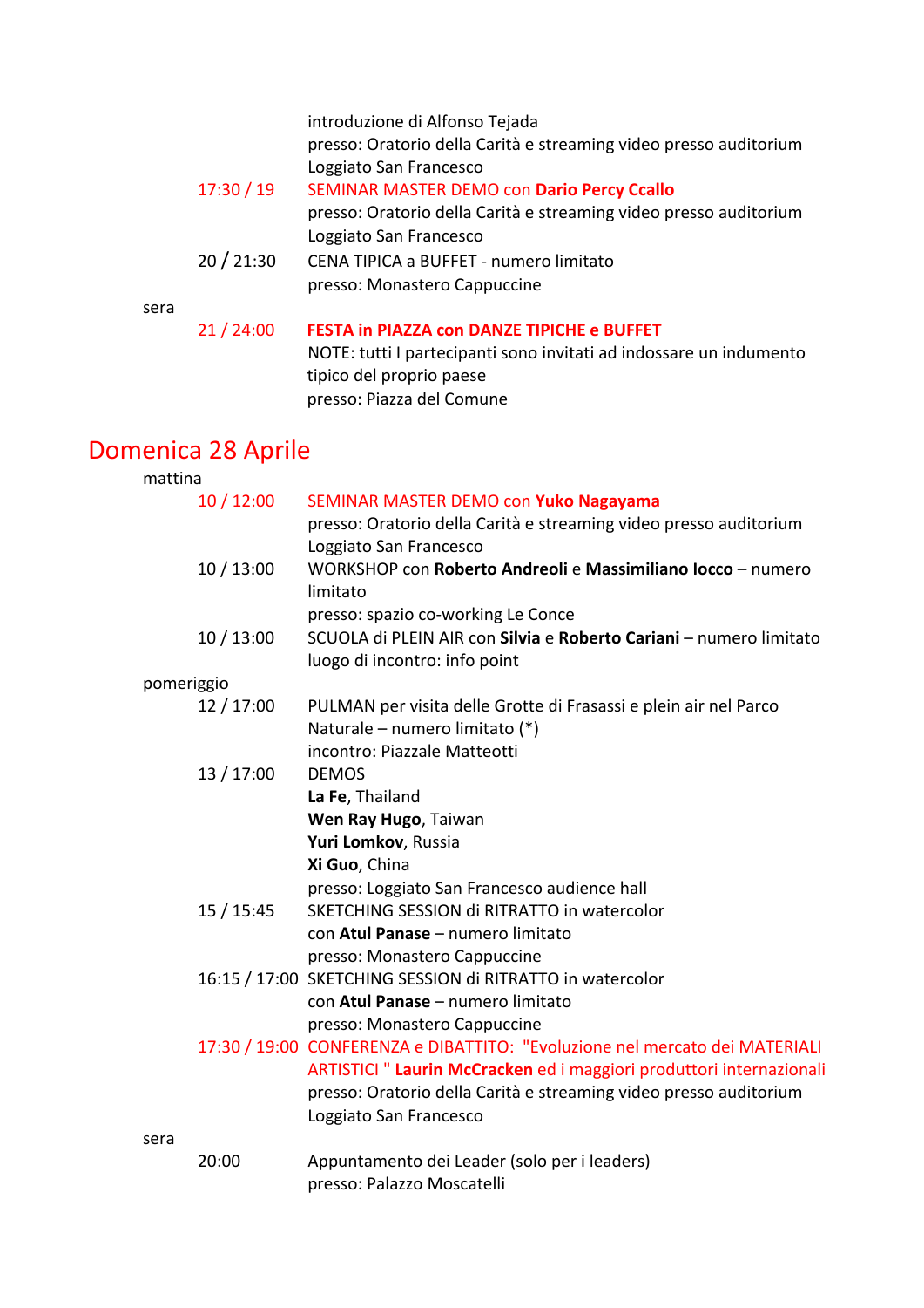introduzione di Alfonso Tejada
presso: Oratorio della Carità e streaming video presso auditorium Loggiato San Francesco

17:30 / 19 — SEMINAR MASTER DEMO con **Dario Percy Ccallo**
presso: Oratorio della Carità e streaming video presso auditorium Loggiato San Francesco

20 / 21:30 — CENA TIPICA a BUFFET - numero limitato
presso: Monastero Cappuccine

sera

21 / 24:00 — **FESTA in PIAZZA con DANZE TIPICHE e BUFFET**
NOTE: tutti I partecipanti sono invitati ad indossare un indumento tipico del proprio paese
presso: Piazza del Comune

## Domenica 28 Aprile

mattina

10 / 12:00 — SEMINAR MASTER DEMO con **Yuko Nagayama**
presso: Oratorio della Carità e streaming video presso auditorium Loggiato San Francesco

10 / 13:00 — WORKSHOP con **Roberto Andreoli** e **Massimiliano Iocco** – numero limitato
presso: spazio co-working Le Conce

10 / 13:00 — SCUOLA di PLEIN AIR con **Silvia** e **Roberto Cariani** – numero limitato
luogo di incontro: info point

pomeriggio

12 / 17:00 — PULMAN per visita delle Grotte di Frasassi e plein air nel Parco Naturale – numero limitato (*)
incontro: Piazzale Matteotti

13 / 17:00 — DEMOS
**La Fe**, Thailand
**Wen Ray Hugo**, Taiwan
**Yuri Lomkov**, Russia
**Xi Guo**, China
presso: Loggiato San Francesco audience hall

15 / 15:45 — SKETCHING SESSION di RITRATTO in watercolor
con **Atul Panase** – numero limitato
presso: Monastero Cappuccine

16:15 / 17:00 — SKETCHING SESSION di RITRATTO in watercolor
con **Atul Panase** – numero limitato
presso: Monastero Cappuccine

17:30 / 19:00 — CONFERENZA e DIBATTITO: "Evoluzione nel mercato dei MATERIALI ARTISTICI " **Laurin McCracken** ed i maggiori produttori internazionali
presso: Oratorio della Carità e streaming video presso auditorium Loggiato San Francesco

sera

20:00 — Appuntamento dei Leader (solo per i leaders)
presso: Palazzo Moscatelli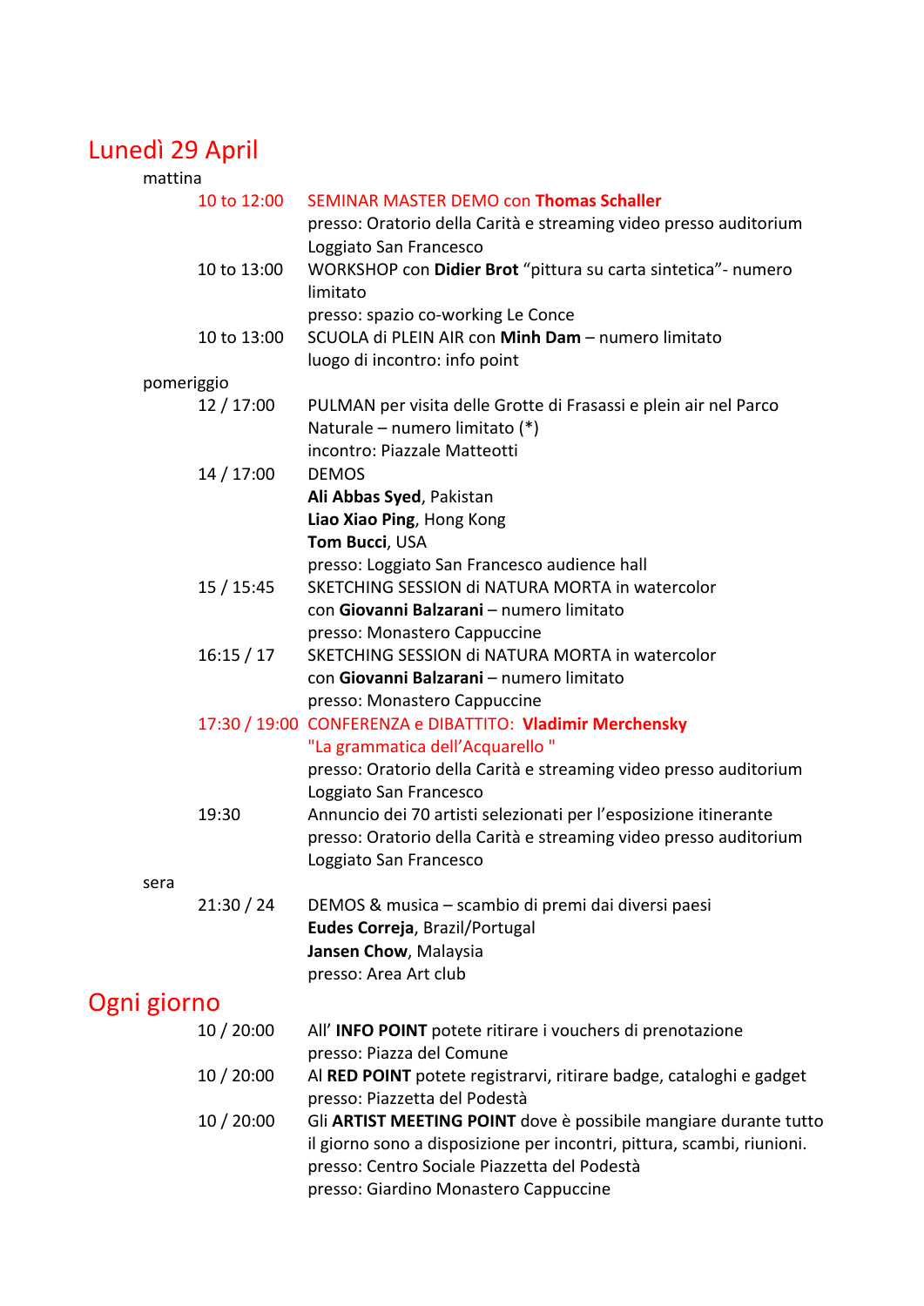# Lunedì 29 April

mattina

10 to 12:00 SEMINAR MASTER DEMO con **Thomas Schaller**
presso: Oratorio della Carità e streaming video presso auditorium Loggiato San Francesco

10 to 13:00 WORKSHOP con **Didier Brot** “pittura su carta sintetica”- numero limitato
presso: spazio co-working Le Conce

10 to 13:00 SCUOLA di PLEIN AIR con **Minh Dam** – numero limitato
luogo di incontro: info point

pomeriggio

12 / 17:00 PULMAN per visita delle Grotte di Frasassi e plein air nel Parco Naturale – numero limitato (*)
incontro: Piazzale Matteotti

14 / 17:00 DEMOS
**Ali Abbas Syed**, Pakistan
**Liao Xiao Ping**, Hong Kong
**Tom Bucci**, USA
presso: Loggiato San Francesco audience hall

15 / 15:45 SKETCHING SESSION di NATURA MORTA in watercolor con **Giovanni Balzarani** – numero limitato
presso: Monastero Cappuccine

16:15 / 17 SKETCHING SESSION di NATURA MORTA in watercolor con **Giovanni Balzarani** – numero limitato
presso: Monastero Cappuccine

17:30 / 19:00 CONFERENZA e DIBATTITO: **Vladimir Merchensky**
"La grammatica dell’Acquarello "
presso: Oratorio della Carità e streaming video presso auditorium Loggiato San Francesco

19:30 Annuncio dei 70 artisti selezionati per l’esposizione itinerante
presso: Oratorio della Carità e streaming video presso auditorium Loggiato San Francesco

sera

21:30 / 24 DEMOS & musica – scambio di premi dai diversi paesi
**Eudes Correja**, Brazil/Portugal
**Jansen Chow**, Malaysia
presso: Area Art club

# Ogni giorno

10 / 20:00 All’ **INFO POINT** potete ritirare i vouchers di prenotazione
presso: Piazza del Comune

10 / 20:00 Al **RED POINT** potete registrarvi, ritirare badge, cataloghi e gadget
presso: Piazzetta del Podestà

10 / 20:00 Gli **ARTIST MEETING POINT** dove è possibile mangiare durante tutto il giorno sono a disposizione per incontri, pittura, scambi, riunioni.
presso: Centro Sociale Piazzetta del Podestà
presso: Giardino Monastero Cappuccine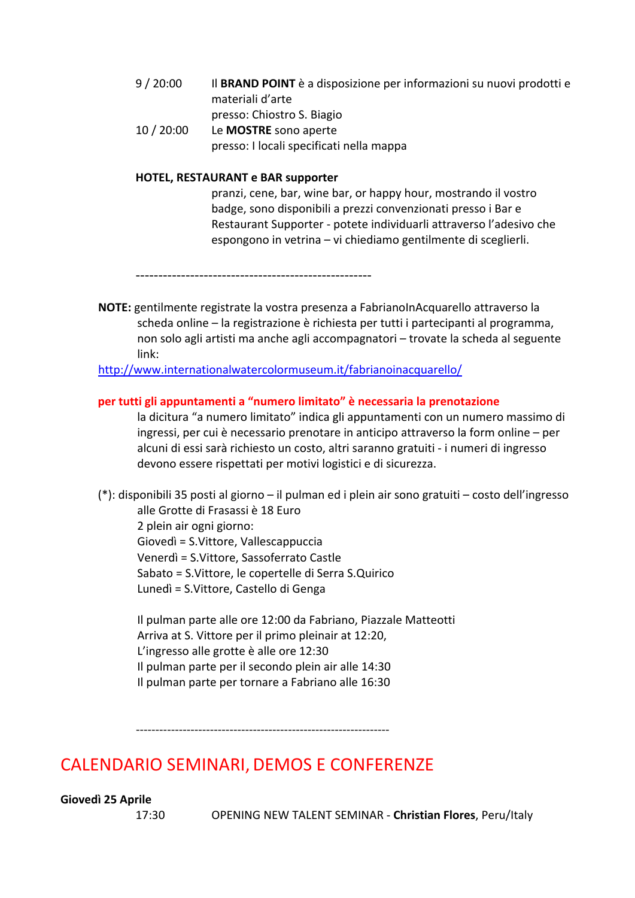9 / 20:00 Il **BRAND POINT** è a disposizione per informazioni su nuovi prodotti e materiali d'arte
presso: Chiostro S. Biagio

10 / 20:00 Le **MOSTRE** sono aperte
presso: I locali specificati nella mappa

**HOTEL, RESTAURANT e BAR supporter**

pranzi, cene, bar, wine bar, or happy hour, mostrando il vostro badge, sono disponibili a prezzi convenzionati presso i Bar e Restaurant Supporter - potete individuarli attraverso l'adesivo che espongono in vetrina – vi chiediamo gentilmente di sceglierli.

-----------------------------------------------------

**NOTE:** gentilmente registrate la vostra presenza a FabrianoInAcquarello attraverso la scheda online – la registrazione è richiesta per tutti i partecipanti al programma, non solo agli artisti ma anche agli accompagnatori – trovate la scheda al seguente link:
http://www.internationalwatercolormuseum.it/fabrianoinacquarello/

**per tutti gli appuntamenti a "numero limitato" è necessaria la prenotazione**

la dicitura "a numero limitato" indica gli appuntamenti con un numero massimo di ingressi, per cui è necessario prenotare in anticipo attraverso la form online – per alcuni di essi sarà richiesto un costo, altri saranno gratuiti - i numeri di ingresso devono essere rispettati per motivi logistici e di sicurezza.

(*): disponibili 35 posti al giorno – il pulman ed i plein air sono gratuiti – costo dell'ingresso alle Grotte di Frasassi è 18 Euro

2 plein air ogni giorno:
Giovedì = S.Vittore, Vallescappuccia
Venerdì = S.Vittore, Sassoferrato Castle
Sabato = S.Vittore, le copertelle di Serra S.Quirico
Lunedì = S.Vittore, Castello di Genga

Il pulman parte alle ore 12:00 da Fabriano, Piazzale Matteotti
Arriva at S. Vittore per il primo pleinair at 12:20,
L'ingresso alle grotte è alle ore 12:30
Il pulman parte per il secondo plein air alle 14:30
Il pulman parte per tornare a Fabriano alle 16:30

-----------------------------------------------------------------

# CALENDARIO SEMINARI, DEMOS E CONFERENZE

**Giovedì 25 Aprile**

17:30 OPENING NEW TALENT SEMINAR - **Christian Flores**, Peru/Italy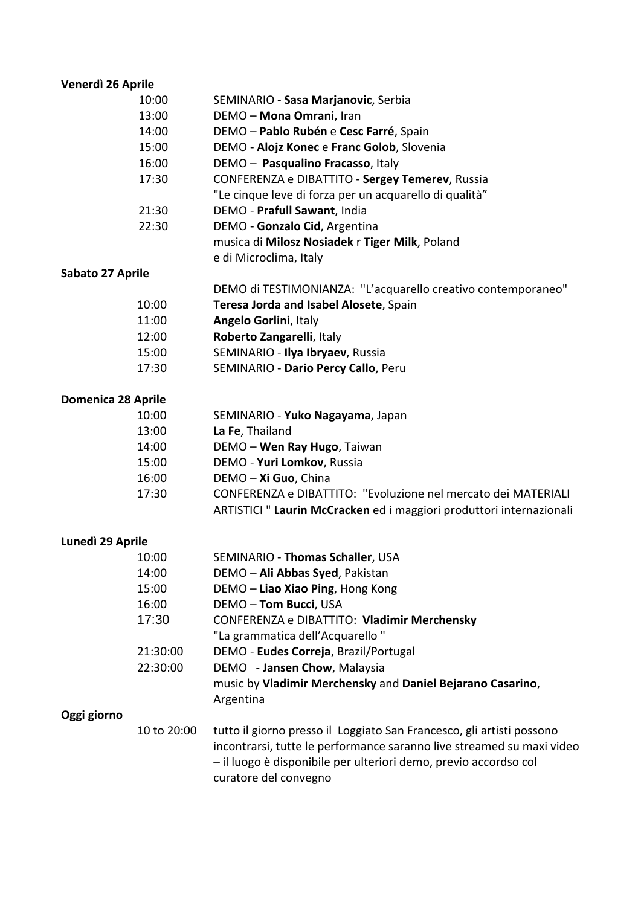**Venerdì 26 Aprile**

| | |
|---|---|
| 10:00 | SEMINARIO - **Sasa Marjanovic**, Serbia |
| 13:00 | DEMO – **Mona Omrani**, Iran |
| 14:00 | DEMO – **Pablo Rubén** e **Cesc Farré**, Spain |
| 15:00 | DEMO - **Alojz Konec** e **Franc Golob**, Slovenia |
| 16:00 | DEMO – **Pasqualino Fracasso**, Italy |
| 17:30 | CONFERENZA e DIBATTITO - **Sergey Temerev**, Russia<br>"Le cinque leve di forza per un acquarello di qualità" |
| 21:30 | DEMO - **Prafull Sawant**, India |
| 22:30 | DEMO - **Gonzalo Cid**, Argentina<br>musica di **Milosz Nosiadek** r **Tiger Milk**, Poland<br>e di Microclima, Italy |

**Sabato 27 Aprile**

| | |
|---|---|
| | DEMO di TESTIMONIANZA: "L'acquarello creativo contemporaneo" |
| 10:00 | **Teresa Jorda and Isabel Alosete**, Spain |
| 11:00 | **Angelo Gorlini**, Italy |
| 12:00 | **Roberto Zangarelli**, Italy |
| 15:00 | SEMINARIO - **Ilya Ibryaev**, Russia |
| 17:30 | SEMINARIO - **Dario Percy Callo**, Peru |

**Domenica 28 Aprile**

| | |
|---|---|
| 10:00 | SEMINARIO - **Yuko Nagayama**, Japan |
| 13:00 | **La Fe**, Thailand |
| 14:00 | DEMO – **Wen Ray Hugo**, Taiwan |
| 15:00 | DEMO - **Yuri Lomkov**, Russia |
| 16:00 | DEMO – **Xi Guo**, China |
| 17:30 | CONFERENZA e DIBATTITO: "Evoluzione nel mercato dei MATERIALI ARTISTICI " **Laurin McCracken** ed i maggiori produttori internazionali |

**Lunedì 29 Aprile**

| | |
|---|---|
| 10:00 | SEMINARIO - **Thomas Schaller**, USA |
| 14:00 | DEMO – **Ali Abbas Syed**, Pakistan |
| 15:00 | DEMO – **Liao Xiao Ping**, Hong Kong |
| 16:00 | DEMO – **Tom Bucci**, USA |
| 17:30 | CONFERENZA e DIBATTITO: **Vladimir Merchensky**<br>"La grammatica dell'Acquarello " |
| 21:30:00 | DEMO - **Eudes Correja**, Brazil/Portugal |
| 22:30:00 | DEMO - **Jansen Chow**, Malaysia<br>music by **Vladimir Merchensky** and **Daniel Bejarano Casarino**, Argentina |

**Oggi giorno**

| | |
|---|---|
| 10 to 20:00 | tutto il giorno presso il Loggiato San Francesco, gli artisti possono incontrarsi, tutte le performance saranno live streamed su maxi video – il luogo è disponibile per ulteriori demo, previo accordso col curatore del convegno |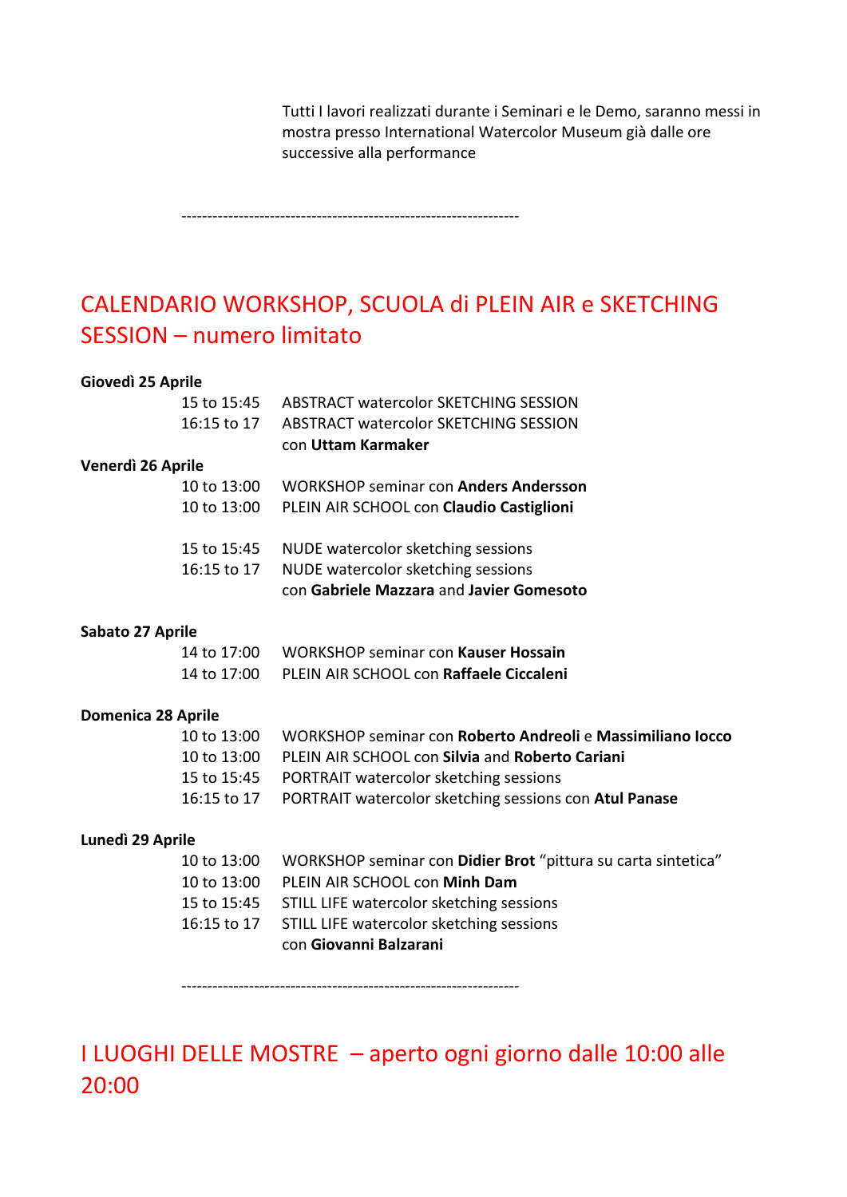Tutti I lavori realizzati durante i Seminari e le Demo, saranno messi in mostra presso International Watercolor Museum già dalle ore successive alla performance

-----------------------------------------------------------------

## CALENDARIO WORKSHOP, SCUOLA di PLEIN AIR e SKETCHING SESSION – numero limitato

**Giovedì 25 Aprile**

| | |
|---|---|
| 15 to 15:45 | ABSTRACT watercolor SKETCHING SESSION |
| 16:15 to 17 | ABSTRACT watercolor SKETCHING SESSION con **Uttam Karmaker** |

**Venerdì 26 Aprile**

| | |
|---|---|
| 10 to 13:00 | WORKSHOP seminar con **Anders Andersson** |
| 10 to 13:00 | PLEIN AIR SCHOOL con **Claudio Castiglioni** |
| 15 to 15:45 | NUDE watercolor sketching sessions |
| 16:15 to 17 | NUDE watercolor sketching sessions con **Gabriele Mazzara** and **Javier Gomesoto** |

**Sabato 27 Aprile**

| | |
|---|---|
| 14 to 17:00 | WORKSHOP seminar con **Kauser Hossain** |
| 14 to 17:00 | PLEIN AIR SCHOOL con **Raffaele Ciccaleni** |

**Domenica 28 Aprile**

| | |
|---|---|
| 10 to 13:00 | WORKSHOP seminar con **Roberto Andreoli** e **Massimiliano Iocco** |
| 10 to 13:00 | PLEIN AIR SCHOOL con **Silvia** and **Roberto Cariani** |
| 15 to 15:45 | PORTRAIT watercolor sketching sessions |
| 16:15 to 17 | PORTRAIT watercolor sketching sessions con **Atul Panase** |

**Lunedì 29 Aprile**

| | |
|---|---|
| 10 to 13:00 | WORKSHOP seminar con **Didier Brot** "pittura su carta sintetica" |
| 10 to 13:00 | PLEIN AIR SCHOOL con **Minh Dam** |
| 15 to 15:45 | STILL LIFE watercolor sketching sessions |
| 16:15 to 17 | STILL LIFE watercolor sketching sessions con **Giovanni Balzarani** |

-----------------------------------------------------------------

## I LUOGHI DELLE MOSTRE – aperto ogni giorno dalle 10:00 alle 20:00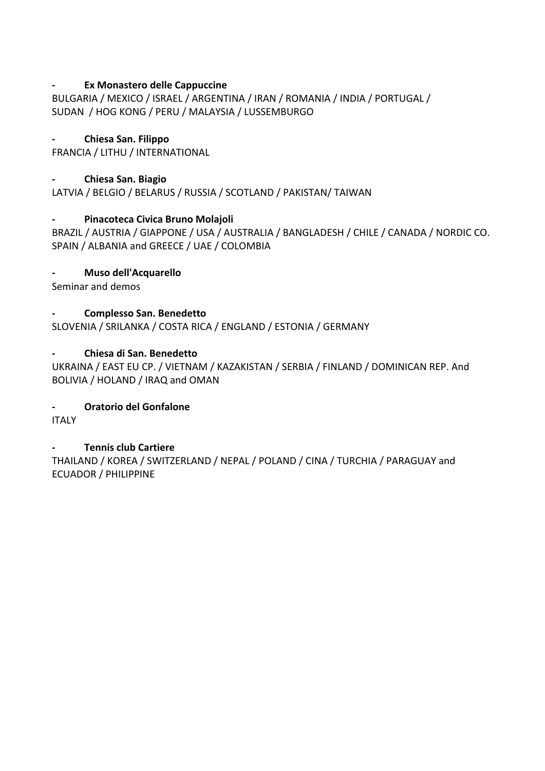- **Ex Monastero delle Cappuccine**

BULGARIA / MEXICO / ISRAEL / ARGENTINA / IRAN / ROMANIA / INDIA / PORTUGAL / SUDAN / HOG KONG / PERU / MALAYSIA / LUSSEMBURGO

- **Chiesa San. Filippo**

FRANCIA / LITHU / INTERNATIONAL

- **Chiesa San. Biagio**

LATVIA / BELGIO / BELARUS / RUSSIA / SCOTLAND / PAKISTAN/ TAIWAN

- **Pinacoteca Civica Bruno Molajoli**

BRAZIL / AUSTRIA / GIAPPONE / USA / AUSTRALIA / BANGLADESH / CHILE / CANADA / NORDIC CO. SPAIN / ALBANIA and GREECE / UAE / COLOMBIA

- **Muso dell'Acquarello**

Seminar and demos

- **Complesso San. Benedetto**

SLOVENIA / SRILANKA / COSTA RICA / ENGLAND / ESTONIA / GERMANY

- **Chiesa di San. Benedetto**

UKRAINA / EAST EU CP. / VIETNAM / KAZAKISTAN / SERBIA / FINLAND / DOMINICAN REP. And BOLIVIA / HOLAND / IRAQ and OMAN

- **Oratorio del Gonfalone**

ITALY

- **Tennis club Cartiere**

THAILAND / KOREA / SWITZERLAND / NEPAL / POLAND / CINA / TURCHIA / PARAGUAY and ECUADOR / PHILIPPINE